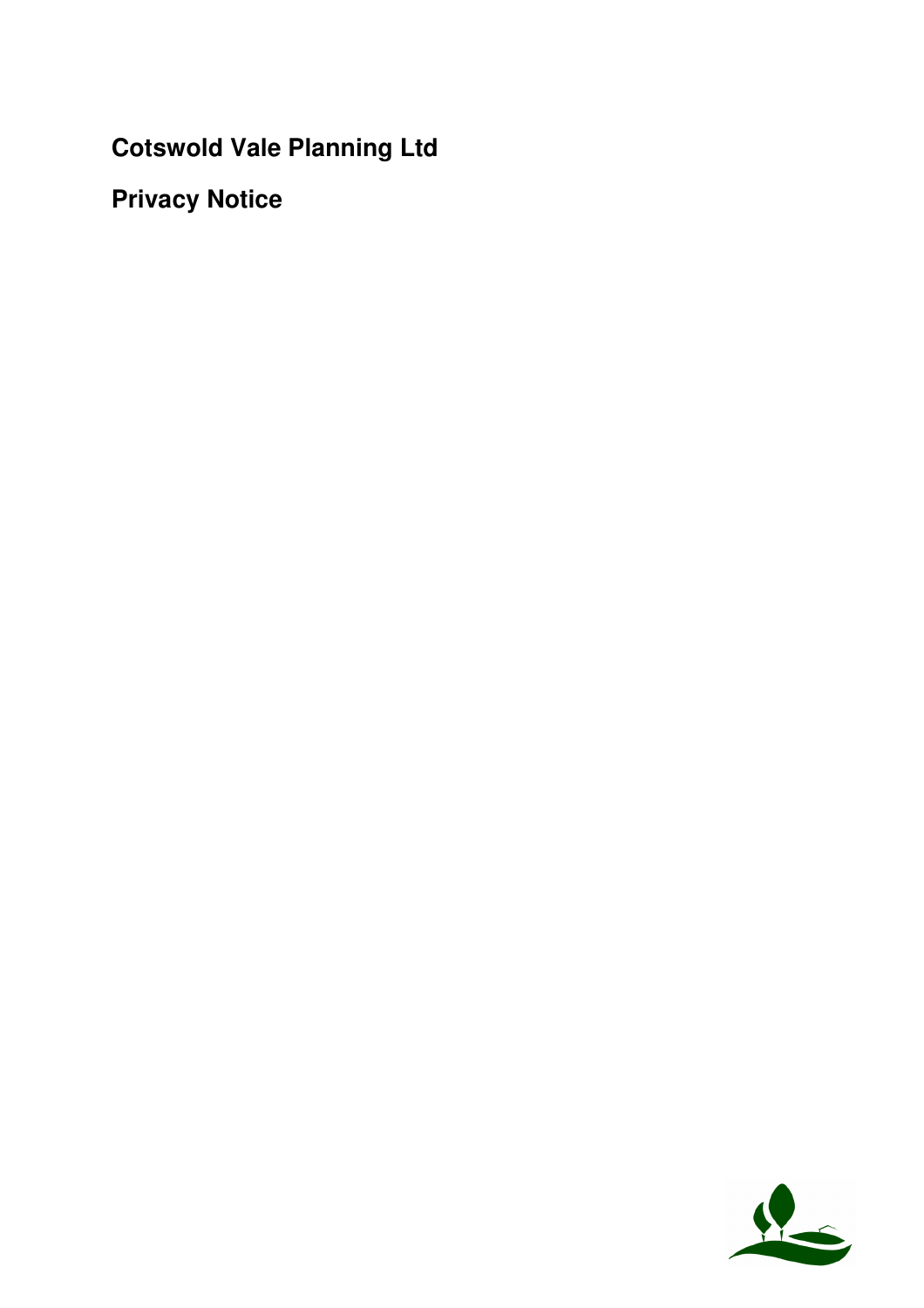# Cotswold Vale Planning Ltd

## Privacy Notice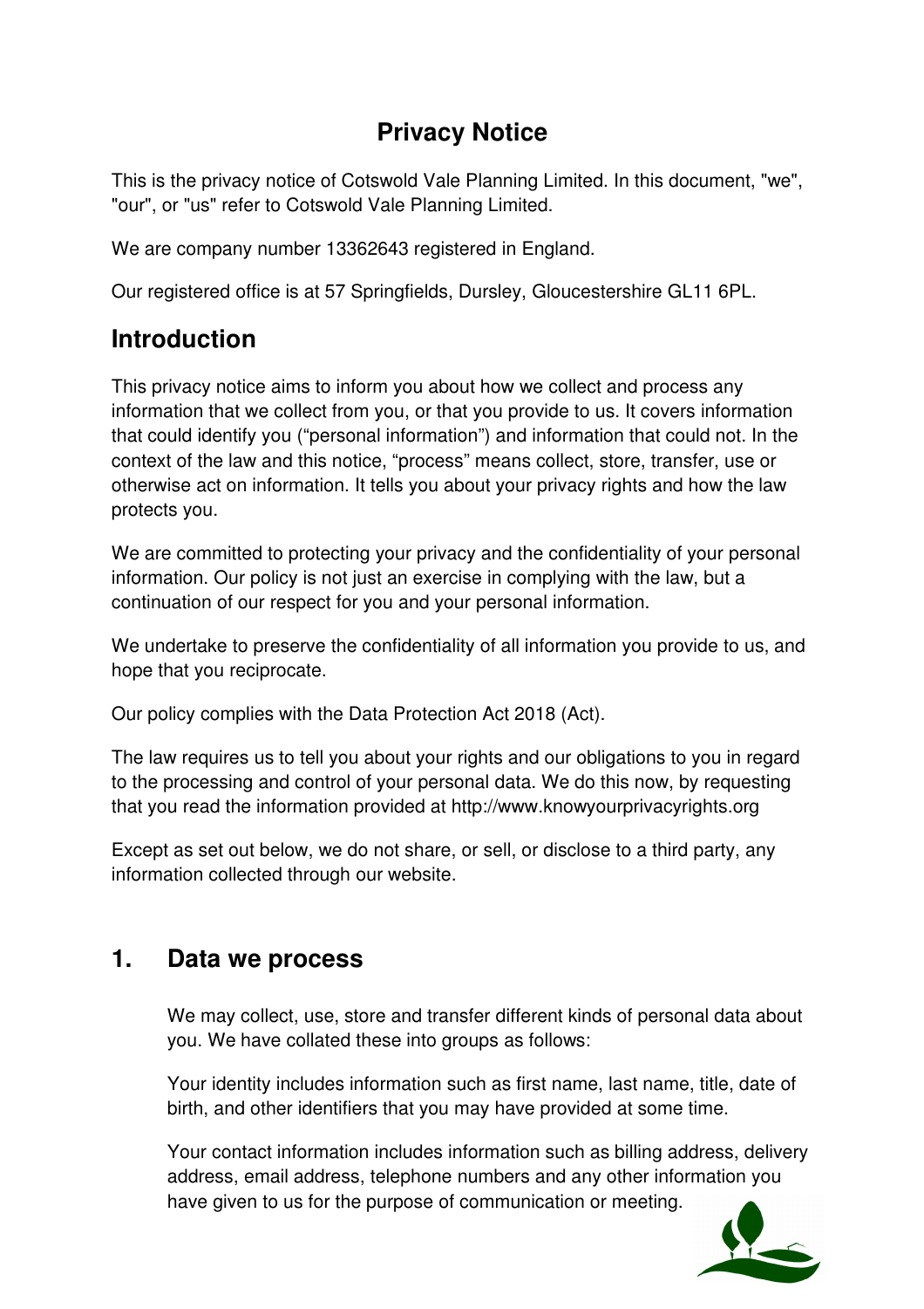# Privacy Notice

This is the privacy notice of Cotswold Vale Planning Limited. In this document, "we", "our", or "us" refer to Cotswold Vale Planning Limited.

We are company number 13362643 registered in England.

Our registered office is at 57 Springfields, Dursley, Gloucestershire GL11 6PL.

## Introduction

This privacy notice aims to inform you about how we collect and process any information that we collect from you, or that you provide to us. It covers information that could identify you ("personal information") and information that could not. In the context of the law and this notice, "process" means collect, store, transfer, use or otherwise act on information. It tells you about your privacy rights and how the law protects you.

We are committed to protecting your privacy and the confidentiality of your personal information. Our policy is not just an exercise in complying with the law, but a continuation of our respect for you and your personal information.

We undertake to preserve the confidentiality of all information you provide to us, and hope that you reciprocate.

Our policy complies with the Data Protection Act 2018 (Act).

The law requires us to tell you about your rights and our obligations to you in regard to the processing and control of your personal data. We do this now, by requesting that you read the information provided at http://www.knowyourprivacyrights.org

Except as set out below, we do not share, or sell, or disclose to a third party, any information collected through our website.

## 1. Data we process

We may collect, use, store and transfer different kinds of personal data about you. We have collated these into groups as follows:

Your identity includes information such as first name, last name, title, date of birth, and other identifiers that you may have provided at some time.

Your contact information includes information such as billing address, delivery address, email address, telephone numbers and any other information you have given to us for the purpose of communication or meeting.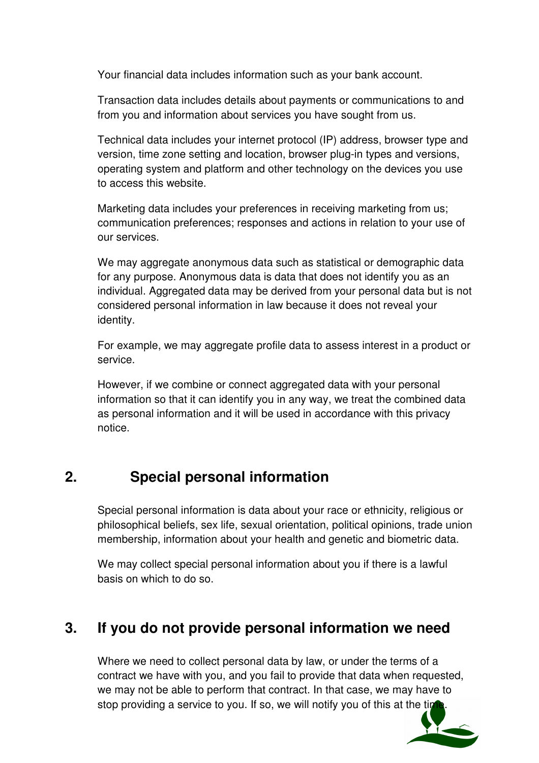Your financial data includes information such as your bank account.

Transaction data includes details about payments or communications to and from you and information about services you have sought from us.

Technical data includes your internet protocol (IP) address, browser type and version, time zone setting and location, browser plug-in types and versions, operating system and platform and other technology on the devices you use to access this website.

Marketing data includes your preferences in receiving marketing from us; communication preferences; responses and actions in relation to your use of our services.

We may aggregate anonymous data such as statistical or demographic data for any purpose. Anonymous data is data that does not identify you as an individual. Aggregated data may be derived from your personal data but is not considered personal information in law because it does not reveal your identity.

For example, we may aggregate profile data to assess interest in a product or service.

However, if we combine or connect aggregated data with your personal information so that it can identify you in any way, we treat the combined data as personal information and it will be used in accordance with this privacy notice.

## 2. Special personal information

Special personal information is data about your race or ethnicity, religious or philosophical beliefs, sex life, sexual orientation, political opinions, trade union membership, information about your health and genetic and biometric data.

We may collect special personal information about you if there is a lawful basis on which to do so.

## 3. If you do not provide personal information we need

Where we need to collect personal data by law, or under the terms of a contract we have with you, and you fail to provide that data when requested, we may not be able to perform that contract. In that case, we may have to stop providing a service to you. If so, we will notify you of this at the time.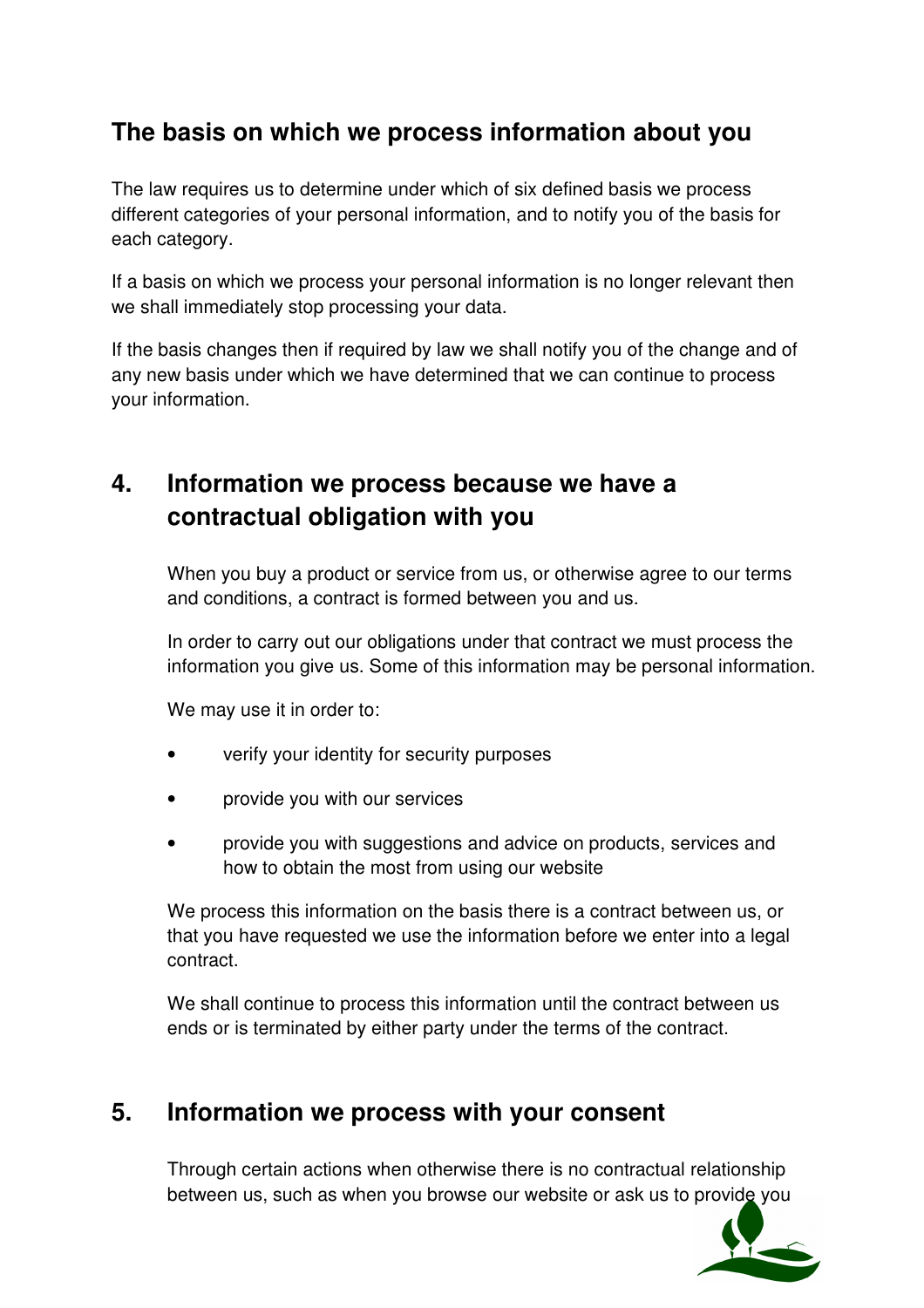## The basis on which we process information about you

The law requires us to determine under which of six defined basis we process different categories of your personal information, and to notify you of the basis for each category.

If a basis on which we process your personal information is no longer relevant then we shall immediately stop processing your data.

If the basis changes then if required by law we shall notify you of the change and of any new basis under which we have determined that we can continue to process your information.

## 4. Information we process because we have a contractual obligation with you

When you buy a product or service from us, or otherwise agree to our terms and conditions, a contract is formed between you and us.

In order to carry out our obligations under that contract we must process the information you give us. Some of this information may be personal information.

We may use it in order to:

- verify your identity for security purposes
- provide you with our services
- provide you with suggestions and advice on products, services and how to obtain the most from using our website

We process this information on the basis there is a contract between us, or that you have requested we use the information before we enter into a legal contract.

We shall continue to process this information until the contract between us ends or is terminated by either party under the terms of the contract.

## 5. Information we process with your consent

Through certain actions when otherwise there is no contractual relationship between us, such as when you browse our website or ask us to provide you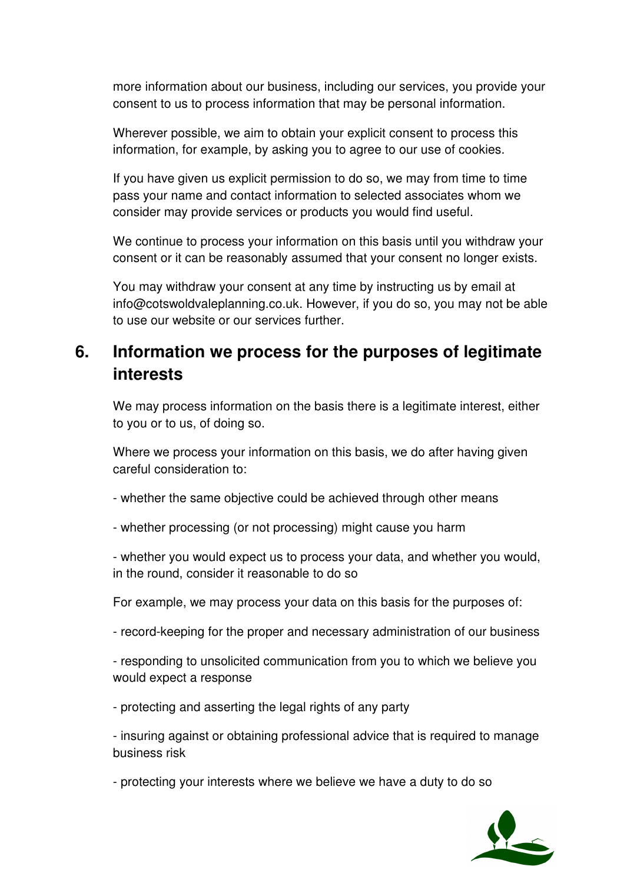more information about our business, including our services, you provide your consent to us to process information that may be personal information.

Wherever possible, we aim to obtain your explicit consent to process this information, for example, by asking you to agree to our use of cookies.

If you have given us explicit permission to do so, we may from time to time pass your name and contact information to selected associates whom we consider may provide services or products you would find useful.

We continue to process your information on this basis until you withdraw your consent or it can be reasonably assumed that your consent no longer exists.

You may withdraw your consent at any time by instructing us by email at info@cotswoldvaleplanning.co.uk. However, if you do so, you may not be able to use our website or our services further.

## 6. Information we process for the purposes of legitimate interests

We may process information on the basis there is a legitimate interest, either to you or to us, of doing so.

Where we process your information on this basis, we do after having given careful consideration to:

- whether the same objective could be achieved through other means

- whether processing (or not processing) might cause you harm

- whether you would expect us to process your data, and whether you would, in the round, consider it reasonable to do so

For example, we may process your data on this basis for the purposes of:

- record-keeping for the proper and necessary administration of our business

- responding to unsolicited communication from you to which we believe you would expect a response

- protecting and asserting the legal rights of any party

- insuring against or obtaining professional advice that is required to manage business risk

- protecting your interests where we believe we have a duty to do so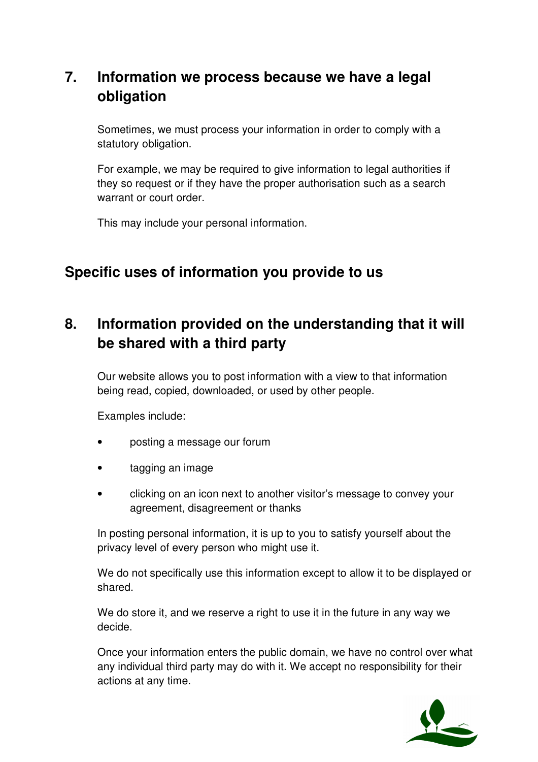## 7. Information we process because we have a legal obligation

Sometimes, we must process your information in order to comply with a statutory obligation.

For example, we may be required to give information to legal authorities if they so request or if they have the proper authorisation such as a search warrant or court order.

This may include your personal information.

# Specific uses of information you provide to us

## 8. Information provided on the understanding that it will be shared with a third party

Our website allows you to post information with a view to that information being read, copied, downloaded, or used by other people.

Examples include:

- posting a message our forum
- tagging an image
- clicking on an icon next to another visitor's message to convey your agreement, disagreement or thanks

In posting personal information, it is up to you to satisfy yourself about the privacy level of every person who might use it.

We do not specifically use this information except to allow it to be displayed or shared.

We do store it, and we reserve a right to use it in the future in any way we decide.

Once your information enters the public domain, we have no control over what any individual third party may do with it. We accept no responsibility for their actions at any time.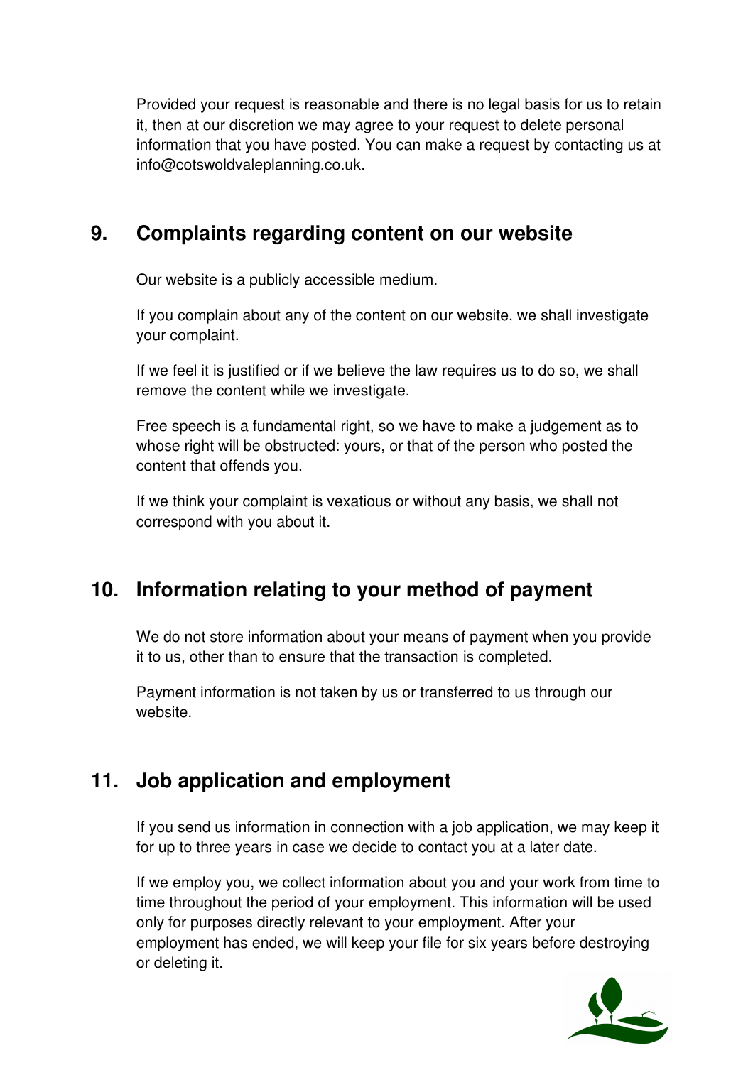Provided your request is reasonable and there is no legal basis for us to retain it, then at our discretion we may agree to your request to delete personal information that you have posted. You can make a request by contacting us at info@cotswoldvaleplanning.co.uk.

## 9. Complaints regarding content on our website

Our website is a publicly accessible medium.

If you complain about any of the content on our website, we shall investigate your complaint.

If we feel it is justified or if we believe the law requires us to do so, we shall remove the content while we investigate.

Free speech is a fundamental right, so we have to make a judgement as to whose right will be obstructed: yours, or that of the person who posted the content that offends you.

If we think your complaint is vexatious or without any basis, we shall not correspond with you about it.

## 10. Information relating to your method of payment

We do not store information about your means of payment when you provide it to us, other than to ensure that the transaction is completed.

Payment information is not taken by us or transferred to us through our website.

## 11. Job application and employment

If you send us information in connection with a job application, we may keep it for up to three years in case we decide to contact you at a later date.

If we employ you, we collect information about you and your work from time to time throughout the period of your employment. This information will be used only for purposes directly relevant to your employment. After your employment has ended, we will keep your file for six years before destroying or deleting it.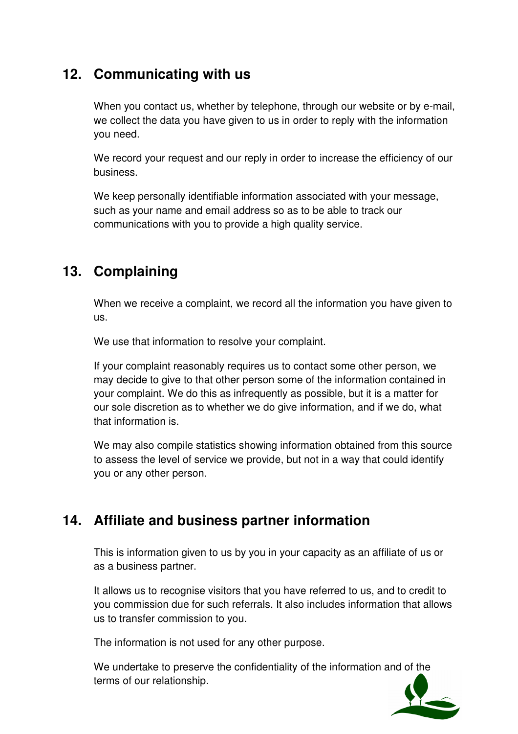## 12. Communicating with us

When you contact us, whether by telephone, through our website or by e-mail, we collect the data you have given to us in order to reply with the information you need.

We record your request and our reply in order to increase the efficiency of our business.

We keep personally identifiable information associated with your message, such as your name and email address so as to be able to track our communications with you to provide a high quality service.

## 13. Complaining

When we receive a complaint, we record all the information you have given to us.

We use that information to resolve your complaint.

If your complaint reasonably requires us to contact some other person, we may decide to give to that other person some of the information contained in your complaint. We do this as infrequently as possible, but it is a matter for our sole discretion as to whether we do give information, and if we do, what that information is.

We may also compile statistics showing information obtained from this source to assess the level of service we provide, but not in a way that could identify you or any other person.

## 14. Affiliate and business partner information

This is information given to us by you in your capacity as an affiliate of us or as a business partner.

It allows us to recognise visitors that you have referred to us, and to credit to you commission due for such referrals. It also includes information that allows us to transfer commission to you.

The information is not used for any other purpose.

We undertake to preserve the confidentiality of the information and of the terms of our relationship.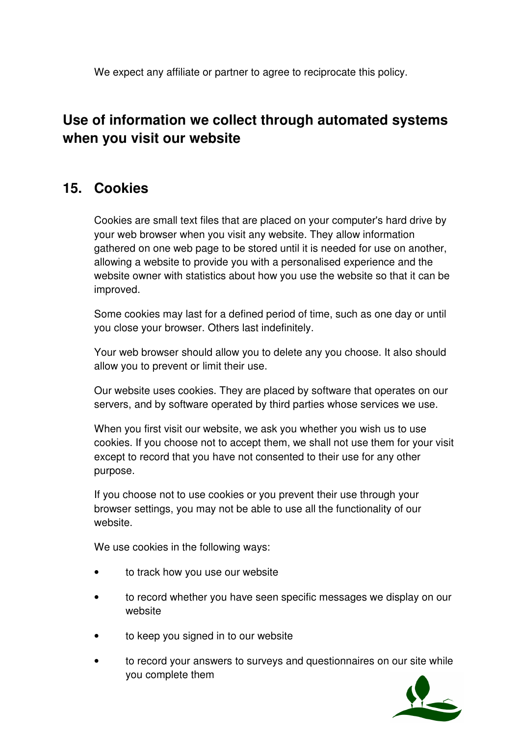We expect any affiliate or partner to agree to reciprocate this policy.

## Use of information we collect through automated systems when you visit our website

## 15. Cookies

Cookies are small text files that are placed on your computer's hard drive by your web browser when you visit any website. They allow information gathered on one web page to be stored until it is needed for use on another, allowing a website to provide you with a personalised experience and the website owner with statistics about how you use the website so that it can be improved.

Some cookies may last for a defined period of time, such as one day or until you close your browser. Others last indefinitely.

Your web browser should allow you to delete any you choose. It also should allow you to prevent or limit their use.

Our website uses cookies. They are placed by software that operates on our servers, and by software operated by third parties whose services we use.

When you first visit our website, we ask you whether you wish us to use cookies. If you choose not to accept them, we shall not use them for your visit except to record that you have not consented to their use for any other purpose.

If you choose not to use cookies or you prevent their use through your browser settings, you may not be able to use all the functionality of our website.

We use cookies in the following ways:

- to track how you use our website
- to record whether you have seen specific messages we display on our website
- to keep you signed in to our website
- to record your answers to surveys and questionnaires on our site while you complete them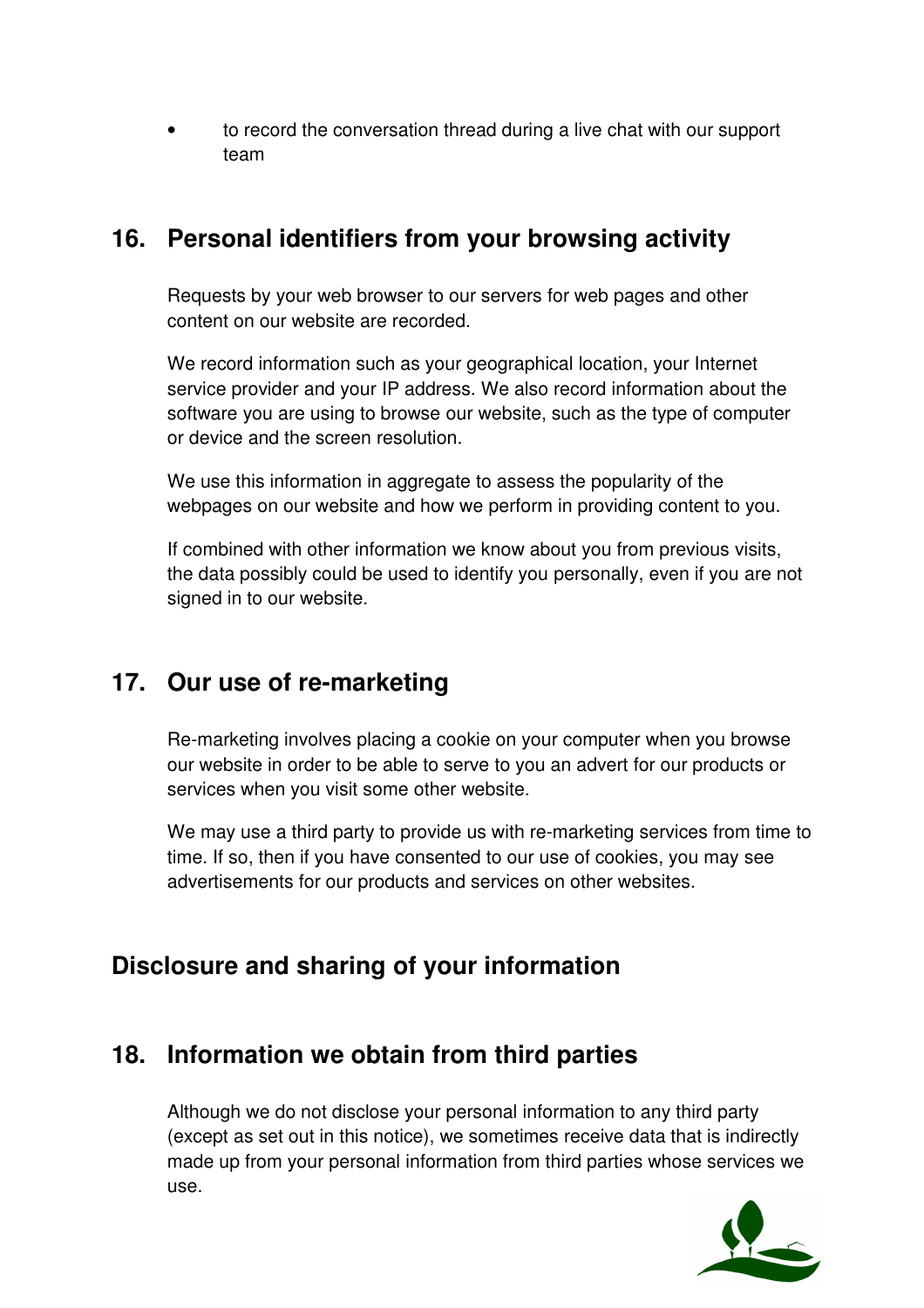- to record the conversation thread during a live chat with our support team

## 16. Personal identifiers from your browsing activity

Requests by your web browser to our servers for web pages and other content on our website are recorded.

We record information such as your geographical location, your Internet service provider and your IP address. We also record information about the software you are using to browse our website, such as the type of computer or device and the screen resolution.

We use this information in aggregate to assess the popularity of the webpages on our website and how we perform in providing content to you.

If combined with other information we know about you from previous visits, the data possibly could be used to identify you personally, even if you are not signed in to our website.

## 17. Our use of re-marketing

Re-marketing involves placing a cookie on your computer when you browse our website in order to be able to serve to you an advert for our products or services when you visit some other website.

We may use a third party to provide us with re-marketing services from time to time. If so, then if you have consented to our use of cookies, you may see advertisements for our products and services on other websites.

# Disclosure and sharing of your information

## 18. Information we obtain from third parties

Although we do not disclose your personal information to any third party (except as set out in this notice), we sometimes receive data that is indirectly made up from your personal information from third parties whose services we use.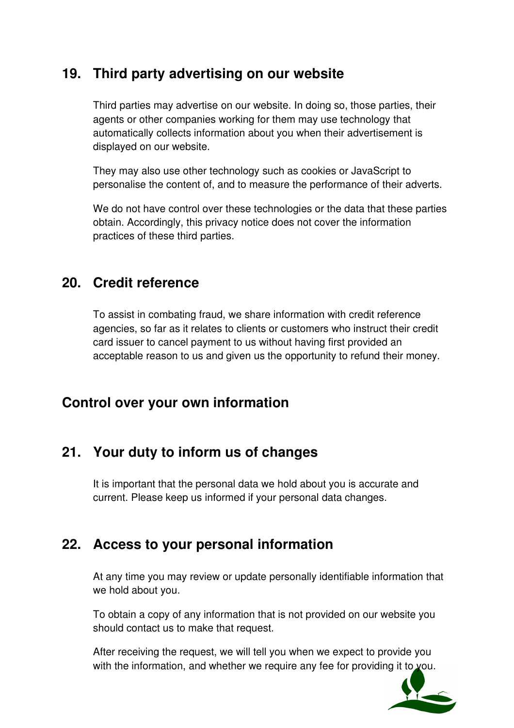## 19. Third party advertising on our website

Third parties may advertise on our website. In doing so, those parties, their agents or other companies working for them may use technology that automatically collects information about you when their advertisement is displayed on our website.

They may also use other technology such as cookies or JavaScript to personalise the content of, and to measure the performance of their adverts.

We do not have control over these technologies or the data that these parties obtain. Accordingly, this privacy notice does not cover the information practices of these third parties.

## 20. Credit reference

To assist in combating fraud, we share information with credit reference agencies, so far as it relates to clients or customers who instruct their credit card issuer to cancel payment to us without having first provided an acceptable reason to us and given us the opportunity to refund their money.

# Control over your own information

## 21. Your duty to inform us of changes

It is important that the personal data we hold about you is accurate and current. Please keep us informed if your personal data changes.

## 22. Access to your personal information

At any time you may review or update personally identifiable information that we hold about you.

To obtain a copy of any information that is not provided on our website you should contact us to make that request.

After receiving the request, we will tell you when we expect to provide you with the information, and whether we require any fee for providing it to you.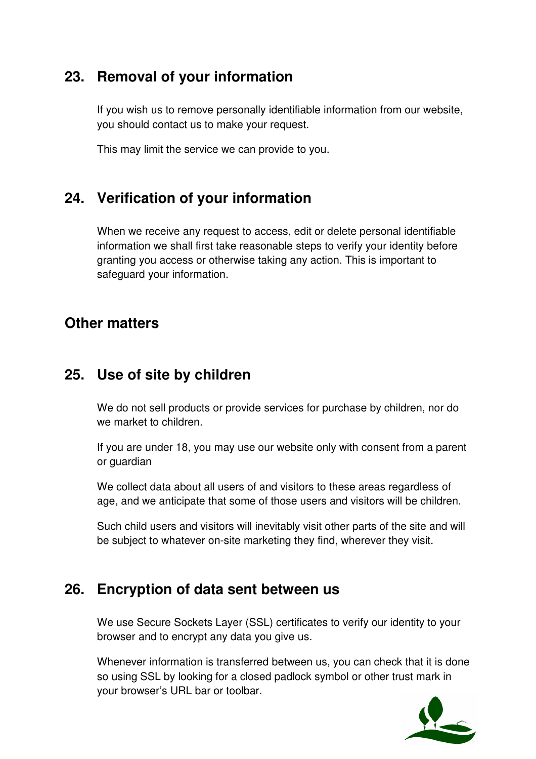## 23. Removal of your information

If you wish us to remove personally identifiable information from our website, you should contact us to make your request.

This may limit the service we can provide to you.

## 24. Verification of your information

When we receive any request to access, edit or delete personal identifiable information we shall first take reasonable steps to verify your identity before granting you access or otherwise taking any action. This is important to safeguard your information.

## Other matters

## 25. Use of site by children

We do not sell products or provide services for purchase by children, nor do we market to children.

If you are under 18, you may use our website only with consent from a parent or guardian

We collect data about all users of and visitors to these areas regardless of age, and we anticipate that some of those users and visitors will be children.

Such child users and visitors will inevitably visit other parts of the site and will be subject to whatever on-site marketing they find, wherever they visit.

## 26. Encryption of data sent between us

We use Secure Sockets Layer (SSL) certificates to verify our identity to your browser and to encrypt any data you give us.

Whenever information is transferred between us, you can check that it is done so using SSL by looking for a closed padlock symbol or other trust mark in your browser's URL bar or toolbar.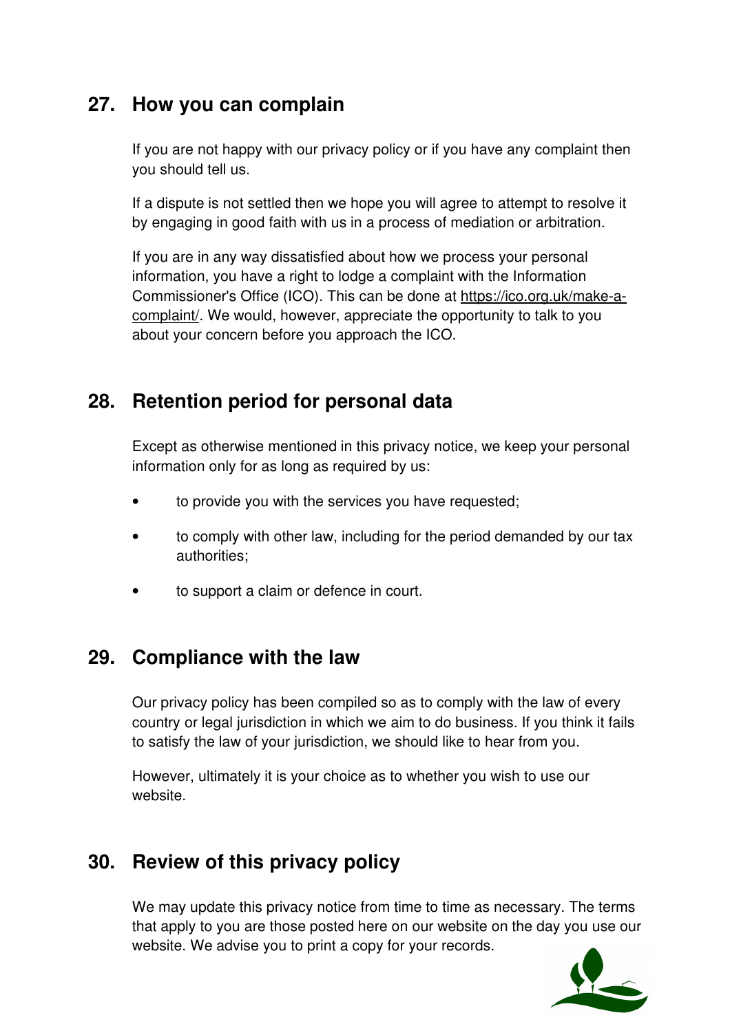## 27. How you can complain

If you are not happy with our privacy policy or if you have any complaint then you should tell us.

If a dispute is not settled then we hope you will agree to attempt to resolve it by engaging in good faith with us in a process of mediation or arbitration.

If you are in any way dissatisfied about how we process your personal information, you have a right to lodge a complaint with the Information Commissioner's Office (ICO). This can be done at https://ico.org.uk/make-a-complaint/. We would, however, appreciate the opportunity to talk to you about your concern before you approach the ICO.

## 28. Retention period for personal data

Except as otherwise mentioned in this privacy notice, we keep your personal information only for as long as required by us:

- to provide you with the services you have requested;
- to comply with other law, including for the period demanded by our tax authorities;
- to support a claim or defence in court.

## 29. Compliance with the law

Our privacy policy has been compiled so as to comply with the law of every country or legal jurisdiction in which we aim to do business. If you think it fails to satisfy the law of your jurisdiction, we should like to hear from you.

However, ultimately it is your choice as to whether you wish to use our website.

## 30. Review of this privacy policy

We may update this privacy notice from time to time as necessary. The terms that apply to you are those posted here on our website on the day you use our website. We advise you to print a copy for your records.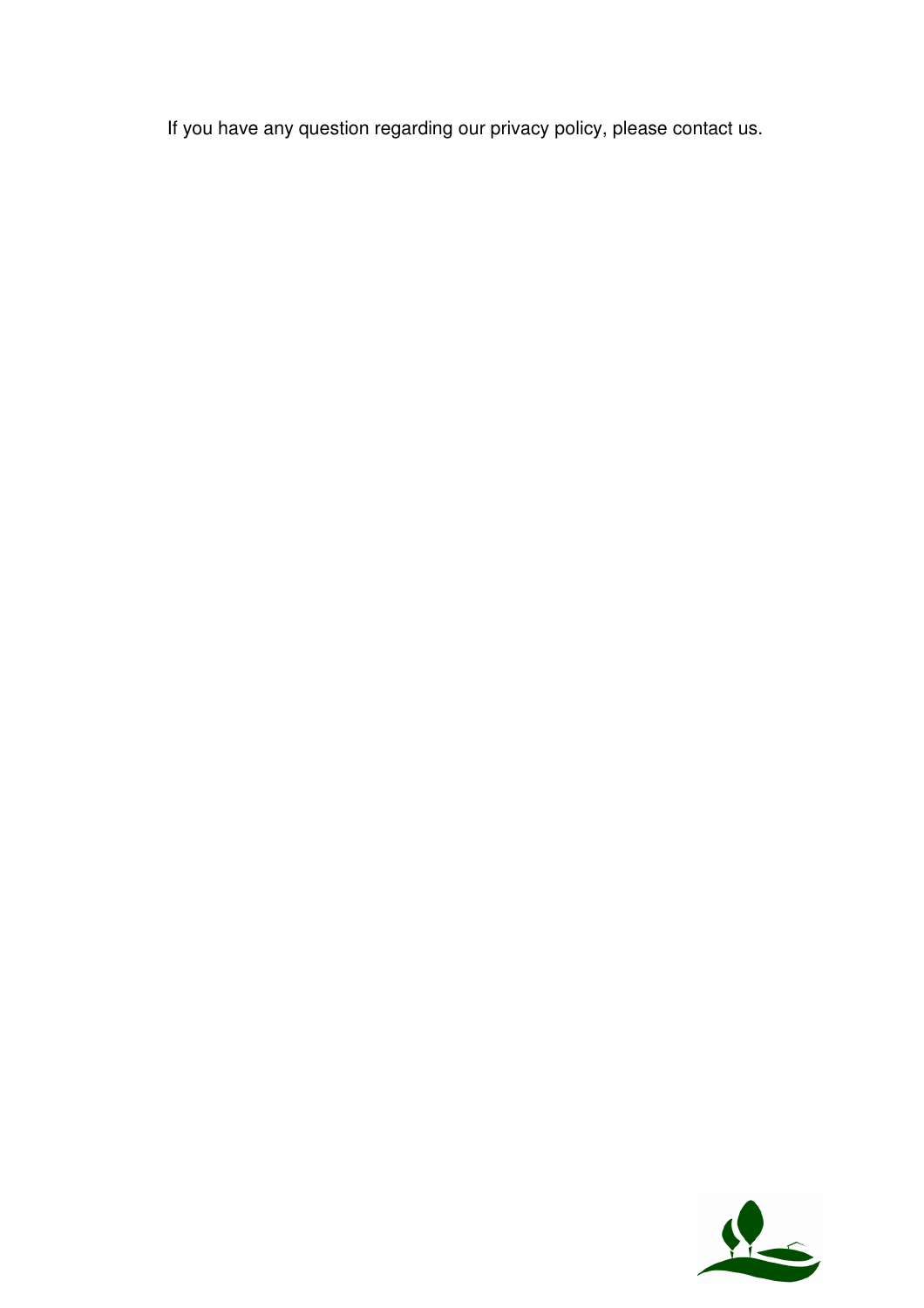If you have any question regarding our privacy policy, please contact us.